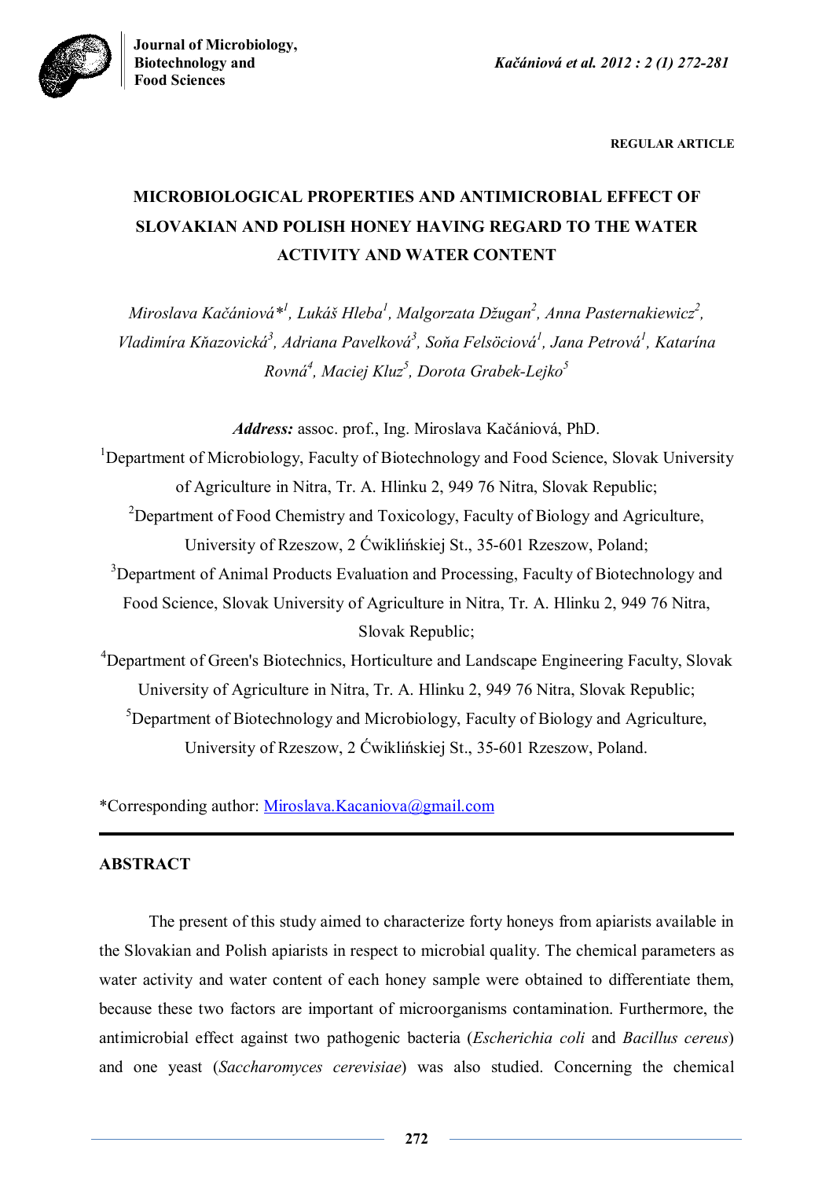REGULAR ARTICLE

# MICROBIOLOGICAL PROPERTIES AND ANTIMICROBIAL EFFECT OF SLOVAKIAN AND POLISH HONEY HAVING REGARD TO THE WATER ACTIVITY AND WATER CONTENT

*Miroslava Kačániová*[1], Lukáš Hleba[1], Malgorzata Džugan[2], Anna Pasternakiewicz[2], Vladimíra Kňazovická[3], Adriana Pavelková[3], Soňa Felsöciová[1], Jana Petrová[1], Katarína Rovná[4], Maciej Kluz[5], Dorota Grabek-Lejko[5]*

***Address:*** assoc. prof., Ing. Miroslava Kačániová, PhD.

[1]Department of Microbiology, Faculty of Biotechnology and Food Science, Slovak University of Agriculture in Nitra, Tr. A. Hlinku 2, 949 76 Nitra, Slovak Republic;

[2]Department of Food Chemistry and Toxicology, Faculty of Biology and Agriculture, University of Rzeszow, 2 Ćwiklińskiej St., 35-601 Rzeszow, Poland;

[3]Department of Animal Products Evaluation and Processing, Faculty of Biotechnology and Food Science, Slovak University of Agriculture in Nitra, Tr. A. Hlinku 2, 949 76 Nitra, Slovak Republic;

[4]Department of Green's Biotechnics, Horticulture and Landscape Engineering Faculty, Slovak University of Agriculture in Nitra, Tr. A. Hlinku 2, 949 76 Nitra, Slovak Republic;

[5]Department of Biotechnology and Microbiology, Faculty of Biology and Agriculture, University of Rzeszow, 2 Ćwiklińskiej St., 35-601 Rzeszow, Poland.

*Corresponding author: Miroslava.Kacaniova@gmail.com

## ABSTRACT

The present of this study aimed to characterize forty honeys from apiarists available in the Slovakian and Polish apiarists in respect to microbial quality. The chemical parameters as water activity and water content of each honey sample were obtained to differentiate them, because these two factors are important of microorganisms contamination. Furthermore, the antimicrobial effect against two pathogenic bacteria (*Escherichia coli* and *Bacillus cereus*) and one yeast (*Saccharomyces cerevisiae*) was also studied. Concerning the chemical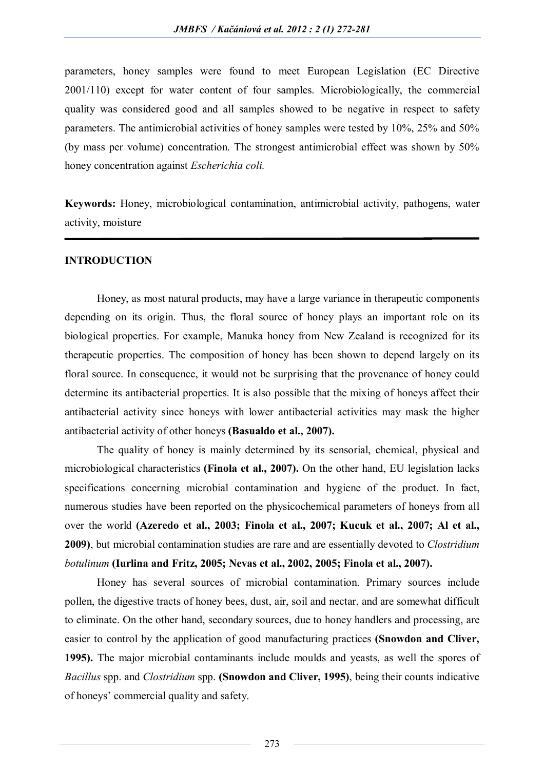parameters, honey samples were found to meet European Legislation (EC Directive 2001/110) except for water content of four samples. Microbiologically, the commercial quality was considered good and all samples showed to be negative in respect to safety parameters. The antimicrobial activities of honey samples were tested by 10%, 25% and 50% (by mass per volume) concentration. The strongest antimicrobial effect was shown by 50% honey concentration against *Escherichia coli.*

**Keywords:** Honey, microbiological contamination, antimicrobial activity, pathogens, water activity, moisture

## INTRODUCTION

Honey, as most natural products, may have a large variance in therapeutic components depending on its origin. Thus, the floral source of honey plays an important role on its biological properties. For example, Manuka honey from New Zealand is recognized for its therapeutic properties. The composition of honey has been shown to depend largely on its floral source. In consequence, it would not be surprising that the provenance of honey could determine its antibacterial properties. It is also possible that the mixing of honeys affect their antibacterial activity since honeys with lower antibacterial activities may mask the higher antibacterial activity of other honeys **(Basualdo et al., 2007).**

The quality of honey is mainly determined by its sensorial, chemical, physical and microbiological characteristics **(Finola et al., 2007).** On the other hand, EU legislation lacks specifications concerning microbial contamination and hygiene of the product. In fact, numerous studies have been reported on the physicochemical parameters of honeys from all over the world **(Azeredo et al., 2003; Finola et al., 2007; Kucuk et al., 2007; Al et al., 2009)**, but microbial contamination studies are rare and are essentially devoted to *Clostridium botulinum* **(Iurlina and Fritz, 2005; Nevas et al., 2002, 2005; Finola et al., 2007).**

Honey has several sources of microbial contamination. Primary sources include pollen, the digestive tracts of honey bees, dust, air, soil and nectar, and are somewhat difficult to eliminate. On the other hand, secondary sources, due to honey handlers and processing, are easier to control by the application of good manufacturing practices **(Snowdon and Cliver, 1995).** The major microbial contaminants include moulds and yeasts, as well the spores of *Bacillus* spp. and *Clostridium* spp. **(Snowdon and Cliver, 1995)**, being their counts indicative of honeys' commercial quality and safety.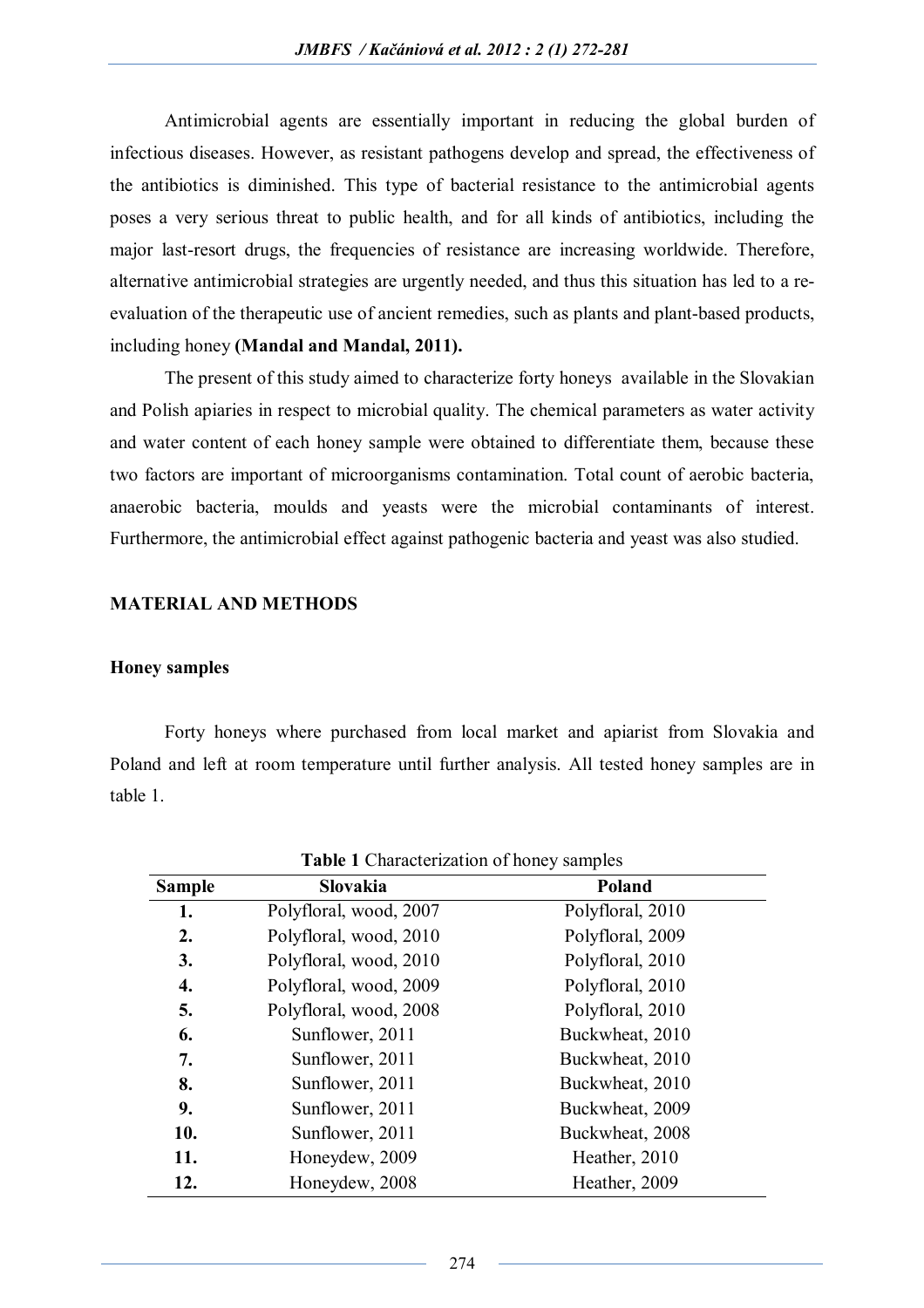Antimicrobial agents are essentially important in reducing the global burden of infectious diseases. However, as resistant pathogens develop and spread, the effectiveness of the antibiotics is diminished. This type of bacterial resistance to the antimicrobial agents poses a very serious threat to public health, and for all kinds of antibiotics, including the major last-resort drugs, the frequencies of resistance are increasing worldwide. Therefore, alternative antimicrobial strategies are urgently needed, and thus this situation has led to a re-evaluation of the therapeutic use of ancient remedies, such as plants and plant-based products, including honey **(Mandal and Mandal, 2011).**

The present of this study aimed to characterize forty honeys available in the Slovakian and Polish apiaries in respect to microbial quality. The chemical parameters as water activity and water content of each honey sample were obtained to differentiate them, because these two factors are important of microorganisms contamination. Total count of aerobic bacteria, anaerobic bacteria, moulds and yeasts were the microbial contaminants of interest. Furthermore, the antimicrobial effect against pathogenic bacteria and yeast was also studied.

## MATERIAL AND METHODS

### Honey samples

Forty honeys where purchased from local market and apiarist from Slovakia and Poland and left at room temperature until further analysis. All tested honey samples are in table 1.

**Table 1** Characterization of honey samples

| Sample | Slovakia | Poland |
|---|---|---|
| **1.** | Polyfloral, wood, 2007 | Polyfloral, 2010 |
| **2.** | Polyfloral, wood, 2010 | Polyfloral, 2009 |
| **3.** | Polyfloral, wood, 2010 | Polyfloral, 2010 |
| **4.** | Polyfloral, wood, 2009 | Polyfloral, 2010 |
| **5.** | Polyfloral, wood, 2008 | Polyfloral, 2010 |
| **6.** | Sunflower, 2011 | Buckwheat, 2010 |
| **7.** | Sunflower, 2011 | Buckwheat, 2010 |
| **8.** | Sunflower, 2011 | Buckwheat, 2010 |
| **9.** | Sunflower, 2011 | Buckwheat, 2009 |
| **10.** | Sunflower, 2011 | Buckwheat, 2008 |
| **11.** | Honeydew, 2009 | Heather, 2010 |
| **12.** | Honeydew, 2008 | Heather, 2009 |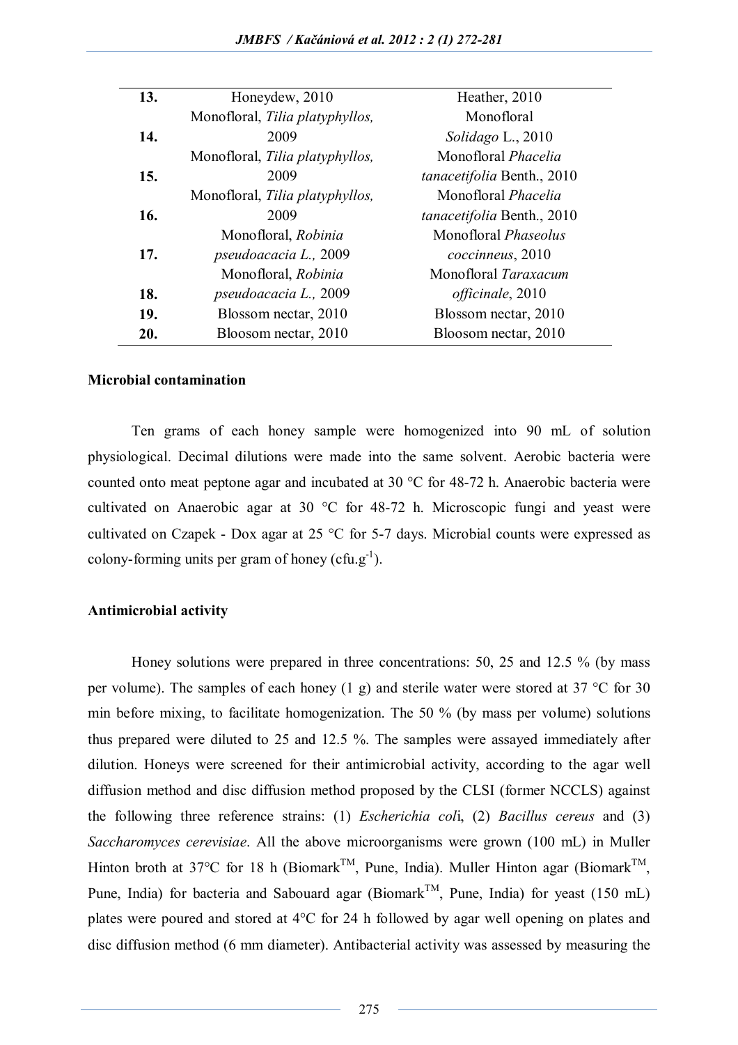| 13. | Honeydew, 2010 | Heather, 2010 |
|---|---|---|
| 14. | Monofloral, *Tilia platyphyllos,* 2009 | Monofloral *Solidago* L., 2010 |
| 15. | Monofloral, *Tilia platyphyllos,* 2009 | Monofloral *Phacelia tanacetifolia* Benth., 2010 |
| 16. | Monofloral, *Tilia platyphyllos,* 2009 | Monofloral *Phacelia tanacetifolia* Benth., 2010 |
| 17. | Monofloral, *Robinia pseudoacacia L.,* 2009 | Monofloral *Phaseolus coccinneus*, 2010 |
| 18. | Monofloral, *Robinia pseudoacacia L.,* 2009 | Monofloral *Taraxacum officinale*, 2010 |
| 19. | Blossom nectar, 2010 | Blossom nectar, 2010 |
| 20. | Bloosom nectar, 2010 | Bloosom nectar, 2010 |

**Microbial contamination**

Ten grams of each honey sample were homogenized into 90 mL of solution physiological. Decimal dilutions were made into the same solvent. Aerobic bacteria were counted onto meat peptone agar and incubated at 30 °C for 48-72 h. Anaerobic bacteria were cultivated on Anaerobic agar at 30 °C for 48-72 h. Microscopic fungi and yeast were cultivated on Czapek - Dox agar at 25 °C for 5-7 days. Microbial counts were expressed as colony-forming units per gram of honey (cfu.g$^{-1}$).

**Antimicrobial activity**

Honey solutions were prepared in three concentrations: 50, 25 and 12.5 % (by mass per volume). The samples of each honey (1 g) and sterile water were stored at 37 °C for 30 min before mixing, to facilitate homogenization. The 50 % (by mass per volume) solutions thus prepared were diluted to 25 and 12.5 %. The samples were assayed immediately after dilution. Honeys were screened for their antimicrobial activity, according to the agar well diffusion method and disc diffusion method proposed by the CLSI (former NCCLS) against the following three reference strains: (1) *Escherichia coli*, (2) *Bacillus cereus* and (3) *Saccharomyces cerevisiae*. All the above microorganisms were grown (100 mL) in Muller Hinton broth at 37°C for 18 h (Biomark$^{TM}$, Pune, India). Muller Hinton agar (Biomark$^{TM}$, Pune, India) for bacteria and Sabouard agar (Biomark$^{TM}$, Pune, India) for yeast (150 mL) plates were poured and stored at 4°C for 24 h followed by agar well opening on plates and disc diffusion method (6 mm diameter). Antibacterial activity was assessed by measuring the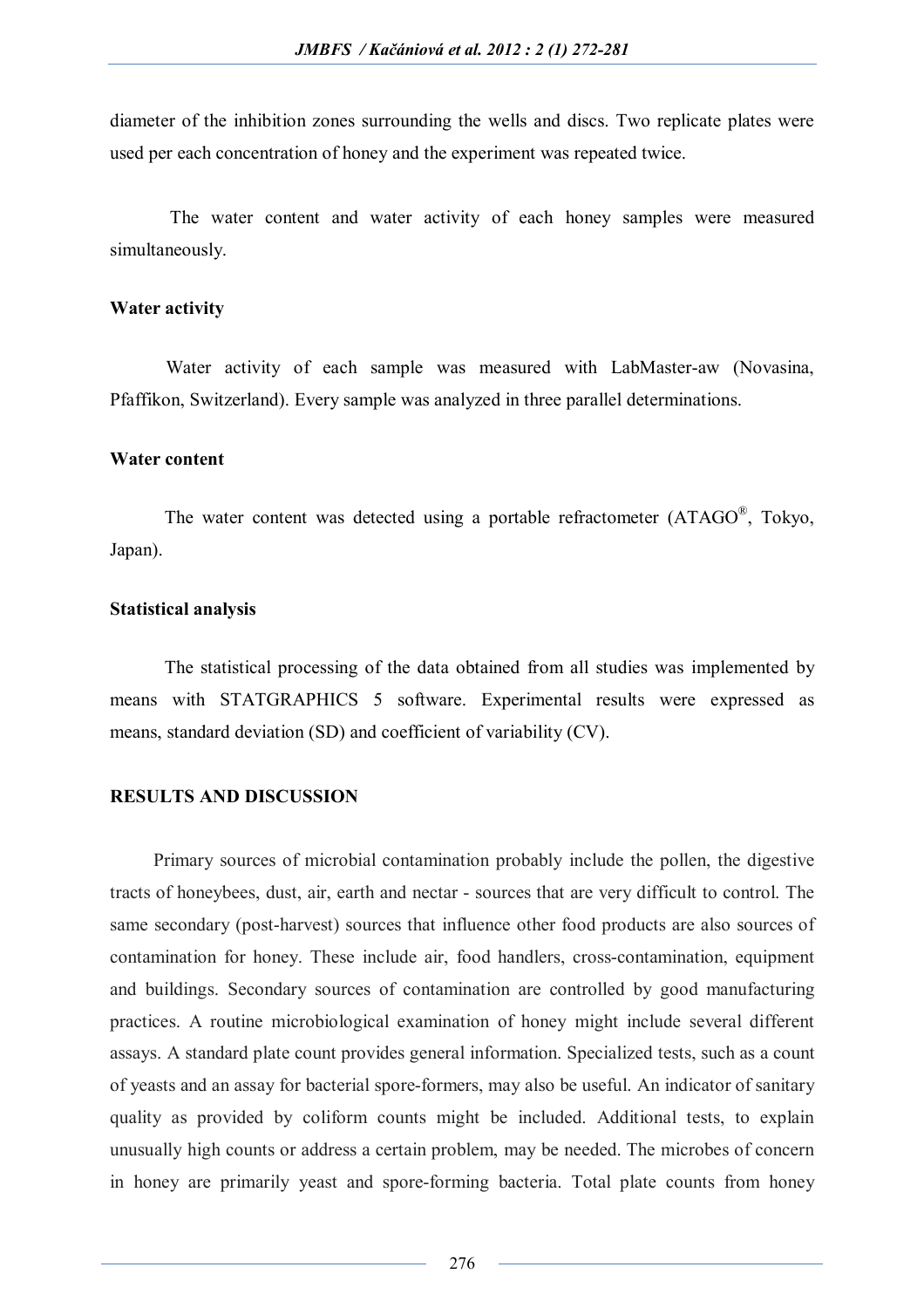diameter of the inhibition zones surrounding the wells and discs. Two replicate plates were used per each concentration of honey and the experiment was repeated twice.

The water content and water activity of each honey samples were measured simultaneously.

### Water activity

Water activity of each sample was measured with LabMaster-aw (Novasina, Pfaffikon, Switzerland). Every sample was analyzed in three parallel determinations.

### Water content

The water content was detected using a portable refractometer (ATAGO®, Tokyo, Japan).

### Statistical analysis

The statistical processing of the data obtained from all studies was implemented by means with STATGRAPHICS 5 software. Experimental results were expressed as means, standard deviation (SD) and coefficient of variability (CV).

## RESULTS AND DISCUSSION

Primary sources of microbial contamination probably include the pollen, the digestive tracts of honeybees, dust, air, earth and nectar - sources that are very difficult to control. The same secondary (post-harvest) sources that influence other food products are also sources of contamination for honey. These include air, food handlers, cross-contamination, equipment and buildings. Secondary sources of contamination are controlled by good manufacturing practices. A routine microbiological examination of honey might include several different assays. A standard plate count provides general information. Specialized tests, such as a count of yeasts and an assay for bacterial spore-formers, may also be useful. An indicator of sanitary quality as provided by coliform counts might be included. Additional tests, to explain unusually high counts or address a certain problem, may be needed. The microbes of concern in honey are primarily yeast and spore-forming bacteria. Total plate counts from honey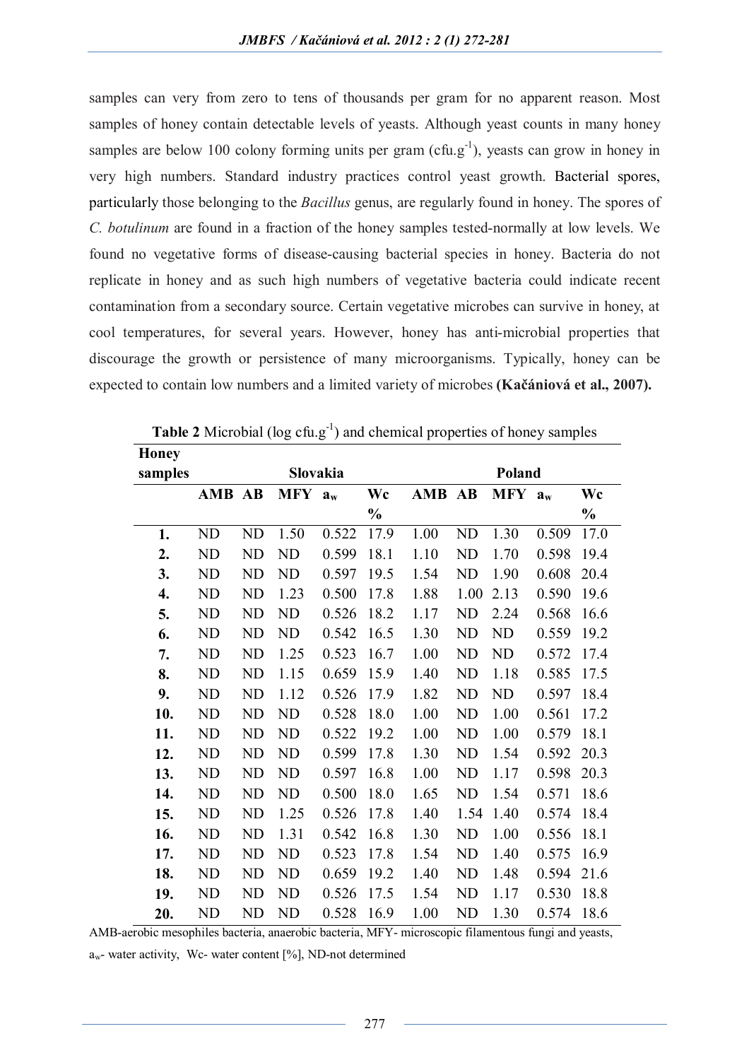samples can very from zero to tens of thousands per gram for no apparent reason. Most samples of honey contain detectable levels of yeasts. Although yeast counts in many honey samples are below 100 colony forming units per gram (cfu.g$^{-1}$), yeasts can grow in honey in very high numbers. Standard industry practices control yeast growth. Bacterial spores, particularly those belonging to the *Bacillus* genus, are regularly found in honey. The spores of *C. botulinum* are found in a fraction of the honey samples tested-normally at low levels. We found no vegetative forms of disease-causing bacterial species in honey. Bacteria do not replicate in honey and as such high numbers of vegetative bacteria could indicate recent contamination from a secondary source. Certain vegetative microbes can survive in honey, at cool temperatures, for several years. However, honey has anti-microbial properties that discourage the growth or persistence of many microorganisms. Typically, honey can be expected to contain low numbers and a limited variety of microbes **(Kačániová et al., 2007).**

**Table 2** Microbial (log cfu.g$^{-1}$) and chemical properties of honey samples

| Honey samples | Slovakia | | | | | Poland | | | | |
|---|---|---|---|---|---|---|---|---|---|---|
| | **AMB** | **AB** | **MFY** | **$a_w$** | **Wc %** | **AMB** | **AB** | **MFY** | **$a_w$** | **Wc %** |
| **1.** | ND | ND | 1.50 | 0.522 | 17.9 | 1.00 | ND | 1.30 | 0.509 | 17.0 |
| **2.** | ND | ND | ND | 0.599 | 18.1 | 1.10 | ND | 1.70 | 0.598 | 19.4 |
| **3.** | ND | ND | ND | 0.597 | 19.5 | 1.54 | ND | 1.90 | 0.608 | 20.4 |
| **4.** | ND | ND | 1.23 | 0.500 | 17.8 | 1.88 | 1.00 | 2.13 | 0.590 | 19.6 |
| **5.** | ND | ND | ND | 0.526 | 18.2 | 1.17 | ND | 2.24 | 0.568 | 16.6 |
| **6.** | ND | ND | ND | 0.542 | 16.5 | 1.30 | ND | ND | 0.559 | 19.2 |
| **7.** | ND | ND | 1.25 | 0.523 | 16.7 | 1.00 | ND | ND | 0.572 | 17.4 |
| **8.** | ND | ND | 1.15 | 0.659 | 15.9 | 1.40 | ND | 1.18 | 0.585 | 17.5 |
| **9.** | ND | ND | 1.12 | 0.526 | 17.9 | 1.82 | ND | ND | 0.597 | 18.4 |
| **10.** | ND | ND | ND | 0.528 | 18.0 | 1.00 | ND | 1.00 | 0.561 | 17.2 |
| **11.** | ND | ND | ND | 0.522 | 19.2 | 1.00 | ND | 1.00 | 0.579 | 18.1 |
| **12.** | ND | ND | ND | 0.599 | 17.8 | 1.30 | ND | 1.54 | 0.592 | 20.3 |
| **13.** | ND | ND | ND | 0.597 | 16.8 | 1.00 | ND | 1.17 | 0.598 | 20.3 |
| **14.** | ND | ND | ND | 0.500 | 18.0 | 1.65 | ND | 1.54 | 0.571 | 18.6 |
| **15.** | ND | ND | 1.25 | 0.526 | 17.8 | 1.40 | 1.54 | 1.40 | 0.574 | 18.4 |
| **16.** | ND | ND | 1.31 | 0.542 | 16.8 | 1.30 | ND | 1.00 | 0.556 | 18.1 |
| **17.** | ND | ND | ND | 0.523 | 17.8 | 1.54 | ND | 1.40 | 0.575 | 16.9 |
| **18.** | ND | ND | ND | 0.659 | 19.2 | 1.40 | ND | 1.48 | 0.594 | 21.6 |
| **19.** | ND | ND | ND | 0.526 | 17.5 | 1.54 | ND | 1.17 | 0.530 | 18.8 |
| **20.** | ND | ND | ND | 0.528 | 16.9 | 1.00 | ND | 1.30 | 0.574 | 18.6 |

AMB-aerobic mesophiles bacteria, anaerobic bacteria, MFY- microscopic filamentous fungi and yeasts, $a_w$- water activity, Wc- water content [%], ND-not determined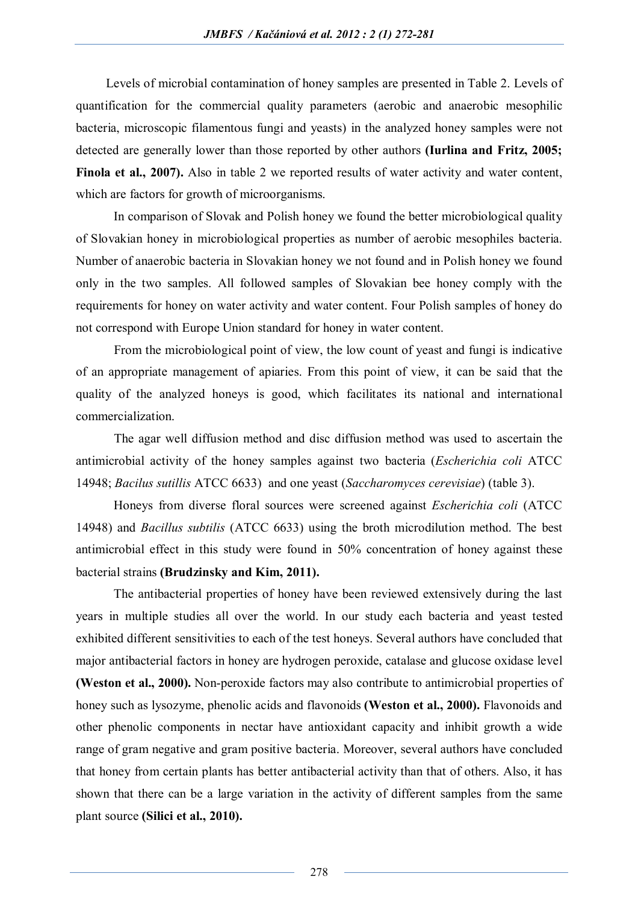Levels of microbial contamination of honey samples are presented in Table 2. Levels of quantification for the commercial quality parameters (aerobic and anaerobic mesophilic bacteria, microscopic filamentous fungi and yeasts) in the analyzed honey samples were not detected are generally lower than those reported by other authors **(Iurlina and Fritz, 2005; Finola et al., 2007).** Also in table 2 we reported results of water activity and water content, which are factors for growth of microorganisms.

In comparison of Slovak and Polish honey we found the better microbiological quality of Slovakian honey in microbiological properties as number of aerobic mesophiles bacteria. Number of anaerobic bacteria in Slovakian honey we not found and in Polish honey we found only in the two samples. All followed samples of Slovakian bee honey comply with the requirements for honey on water activity and water content. Four Polish samples of honey do not correspond with Europe Union standard for honey in water content.

From the microbiological point of view, the low count of yeast and fungi is indicative of an appropriate management of apiaries. From this point of view, it can be said that the quality of the analyzed honeys is good, which facilitates its national and international commercialization.

The agar well diffusion method and disc diffusion method was used to ascertain the antimicrobial activity of the honey samples against two bacteria (*Escherichia coli* ATCC 14948; *Bacilus sutillis* ATCC 6633) and one yeast (*Saccharomyces cerevisiae*) (table 3).

Honeys from diverse floral sources were screened against *Escherichia coli* (ATCC 14948) and *Bacillus subtilis* (ATCC 6633) using the broth microdilution method. The best antimicrobial effect in this study were found in 50% concentration of honey against these bacterial strains **(Brudzinsky and Kim, 2011).**

The antibacterial properties of honey have been reviewed extensively during the last years in multiple studies all over the world. In our study each bacteria and yeast tested exhibited different sensitivities to each of the test honeys. Several authors have concluded that major antibacterial factors in honey are hydrogen peroxide, catalase and glucose oxidase level **(Weston et al., 2000).** Non-peroxide factors may also contribute to antimicrobial properties of honey such as lysozyme, phenolic acids and flavonoids **(Weston et al., 2000).** Flavonoids and other phenolic components in nectar have antioxidant capacity and inhibit growth a wide range of gram negative and gram positive bacteria. Moreover, several authors have concluded that honey from certain plants has better antibacterial activity than that of others. Also, it has shown that there can be a large variation in the activity of different samples from the same plant source **(Silici et al., 2010).**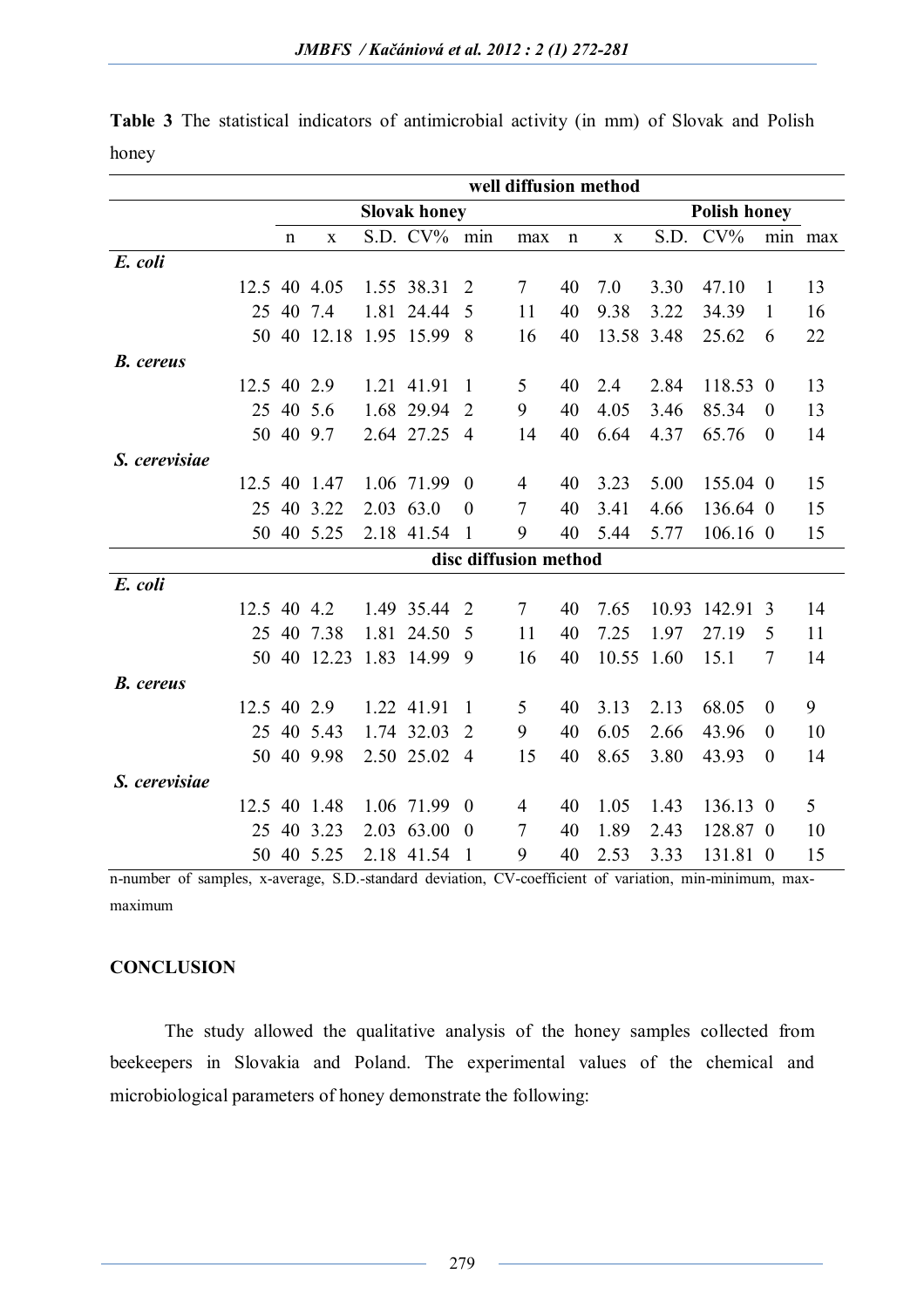**Table 3** The statistical indicators of antimicrobial activity (in mm) of Slovak and Polish honey

| | well diffusion method | | | | | | | | | | | | |
|---|---|---|---|---|---|---|---|---|---|---|---|---|---|
| | Slovak honey | | | | | | Polish honey | | | | | | |
| | n | x | S.D. | CV% | min | max | n | x | S.D. | CV% | min | max |
| ***E. coli*** | | | | | | | | | | | | |
| 12.5 | 40 | 4.05 | 1.55 | 38.31 | 2 | 7 | 40 | 7.0 | 3.30 | 47.10 | 1 | 13 |
| 25 | 40 | 7.4 | 1.81 | 24.44 | 5 | 11 | 40 | 9.38 | 3.22 | 34.39 | 1 | 16 |
| 50 | 40 | 12.18 | 1.95 | 15.99 | 8 | 16 | 40 | 13.58 | 3.48 | 25.62 | 6 | 22 |
| ***B. cereus*** | | | | | | | | | | | | |
| 12.5 | 40 | 2.9 | 1.21 | 41.91 | 1 | 5 | 40 | 2.4 | 2.84 | 118.53 | 0 | 13 |
| 25 | 40 | 5.6 | 1.68 | 29.94 | 2 | 9 | 40 | 4.05 | 3.46 | 85.34 | 0 | 13 |
| 50 | 40 | 9.7 | 2.64 | 27.25 | 4 | 14 | 40 | 6.64 | 4.37 | 65.76 | 0 | 14 |
| ***S. cerevisiae*** | | | | | | | | | | | | |
| 12.5 | 40 | 1.47 | 1.06 | 71.99 | 0 | 4 | 40 | 3.23 | 5.00 | 155.04 | 0 | 15 |
| 25 | 40 | 3.22 | 2.03 | 63.0 | 0 | 7 | 40 | 3.41 | 4.66 | 136.64 | 0 | 15 |
| 50 | 40 | 5.25 | 2.18 | 41.54 | 1 | 9 | 40 | 5.44 | 5.77 | 106.16 | 0 | 15 |
| | **disc diffusion method** | | | | | | | | | | | |
| ***E. coli*** | | | | | | | | | | | | |
| 12.5 | 40 | 4.2 | 1.49 | 35.44 | 2 | 7 | 40 | 7.65 | 10.93 | 142.91 | 3 | 14 |
| 25 | 40 | 7.38 | 1.81 | 24.50 | 5 | 11 | 40 | 7.25 | 1.97 | 27.19 | 5 | 11 |
| 50 | 40 | 12.23 | 1.83 | 14.99 | 9 | 16 | 40 | 10.55 | 1.60 | 15.1 | 7 | 14 |
| ***B. cereus*** | | | | | | | | | | | | |
| 12.5 | 40 | 2.9 | 1.22 | 41.91 | 1 | 5 | 40 | 3.13 | 2.13 | 68.05 | 0 | 9 |
| 25 | 40 | 5.43 | 1.74 | 32.03 | 2 | 9 | 40 | 6.05 | 2.66 | 43.96 | 0 | 10 |
| 50 | 40 | 9.98 | 2.50 | 25.02 | 4 | 15 | 40 | 8.65 | 3.80 | 43.93 | 0 | 14 |
| ***S. cerevisiae*** | | | | | | | | | | | | |
| 12.5 | 40 | 1.48 | 1.06 | 71.99 | 0 | 4 | 40 | 1.05 | 1.43 | 136.13 | 0 | 5 |
| 25 | 40 | 3.23 | 2.03 | 63.00 | 0 | 7 | 40 | 1.89 | 2.43 | 128.87 | 0 | 10 |
| 50 | 40 | 5.25 | 2.18 | 41.54 | 1 | 9 | 40 | 2.53 | 3.33 | 131.81 | 0 | 15 |

n-number of samples, x-average, S.D.-standard deviation, CV-coefficient of variation, min-minimum, max-maximum

## CONCLUSION

The study allowed the qualitative analysis of the honey samples collected from beekeepers in Slovakia and Poland. The experimental values of the chemical and microbiological parameters of honey demonstrate the following: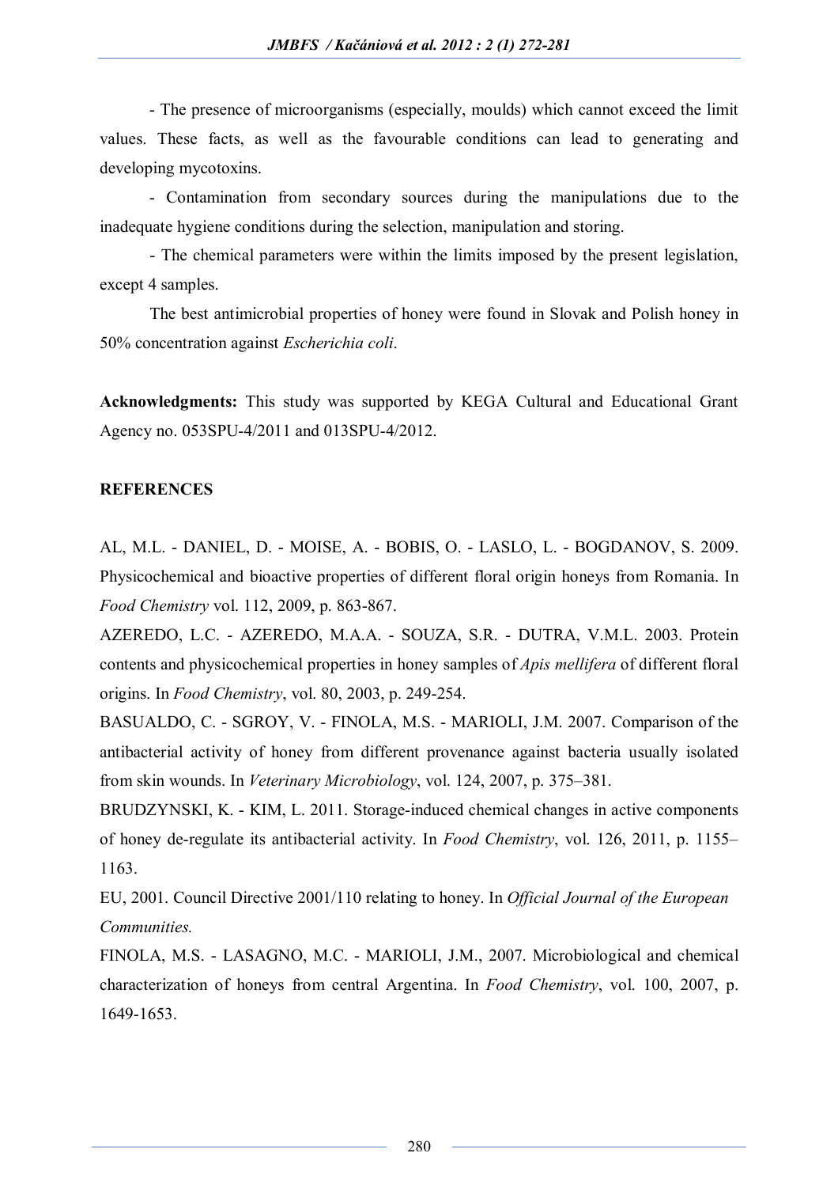- The presence of microorganisms (especially, moulds) which cannot exceed the limit values. These facts, as well as the favourable conditions can lead to generating and developing mycotoxins.

- Contamination from secondary sources during the manipulations due to the inadequate hygiene conditions during the selection, manipulation and storing.

- The chemical parameters were within the limits imposed by the present legislation, except 4 samples.

The best antimicrobial properties of honey were found in Slovak and Polish honey in 50% concentration against *Escherichia coli*.

**Acknowledgments:** This study was supported by KEGA Cultural and Educational Grant Agency no. 053SPU-4/2011 and 013SPU-4/2012.

## REFERENCES

AL, M.L. - DANIEL, D. - MOISE, A. - BOBIS, O. - LASLO, L. - BOGDANOV, S. 2009. Physicochemical and bioactive properties of different floral origin honeys from Romania. In *Food Chemistry* vol. 112, 2009, p. 863-867.

AZEREDO, L.C. - AZEREDO, M.A.A. - SOUZA, S.R. - DUTRA, V.M.L. 2003. Protein contents and physicochemical properties in honey samples of *Apis mellifera* of different floral origins. In *Food Chemistry*, vol. 80, 2003, p. 249-254.

BASUALDO, C. - SGROY, V. - FINOLA, M.S. - MARIOLI, J.M. 2007. Comparison of the antibacterial activity of honey from different provenance against bacteria usually isolated from skin wounds. In *Veterinary Microbiology*, vol. 124, 2007, p. 375–381.

BRUDZYNSKI, K. - KIM, L. 2011. Storage-induced chemical changes in active components of honey de-regulate its antibacterial activity. In *Food Chemistry*, vol. 126, 2011, p. 1155–1163.

EU, 2001. Council Directive 2001/110 relating to honey. In *Official Journal of the European Communities.*

FINOLA, M.S. - LASAGNO, M.C. - MARIOLI, J.M., 2007. Microbiological and chemical characterization of honeys from central Argentina. In *Food Chemistry*, vol. 100, 2007, p. 1649-1653.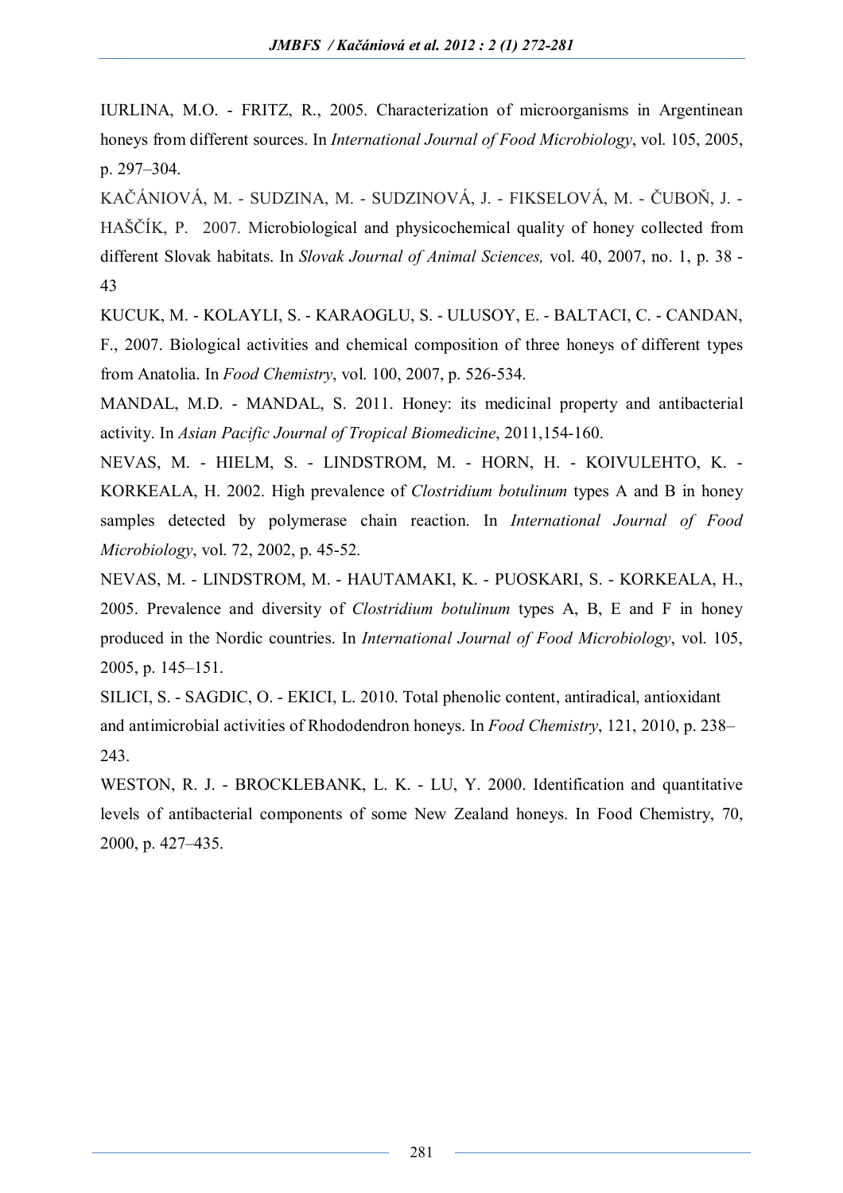IURLINA, M.O. - FRITZ, R., 2005. Characterization of microorganisms in Argentinean honeys from different sources. In *International Journal of Food Microbiology*, vol. 105, 2005, p. 297–304.

KAČÁNIOVÁ, M. - SUDZINA, M. - SUDZINOVÁ, J. - FIKSELOVÁ, M. - ČUBOŇ, J. - HAŠČÍK, P. 2007. Microbiological and physicochemical quality of honey collected from different Slovak habitats. In *Slovak Journal of Animal Sciences,* vol. 40, 2007, no. 1, p. 38 - 43

KUCUK, M. - KOLAYLI, S. - KARAOGLU, S. - ULUSOY, E. - BALTACI, C. - CANDAN, F., 2007. Biological activities and chemical composition of three honeys of different types from Anatolia. In *Food Chemistry*, vol. 100, 2007, p. 526-534.

MANDAL, M.D. - MANDAL, S. 2011. Honey: its medicinal property and antibacterial activity. In *Asian Pacific Journal of Tropical Biomedicine*, 2011,154-160.

NEVAS, M. - HIELM, S. - LINDSTROM, M. - HORN, H. - KOIVULEHTO, K. - KORKEALA, H. 2002. High prevalence of *Clostridium botulinum* types A and B in honey samples detected by polymerase chain reaction. In *International Journal of Food Microbiology*, vol. 72, 2002, p. 45-52.

NEVAS, M. - LINDSTROM, M. - HAUTAMAKI, K. - PUOSKARI, S. - KORKEALA, H., 2005. Prevalence and diversity of *Clostridium botulinum* types A, B, E and F in honey produced in the Nordic countries. In *International Journal of Food Microbiology*, vol. 105, 2005, p. 145–151.

SILICI, S. - SAGDIC, O. - EKICI, L. 2010. Total phenolic content, antiradical, antioxidant and antimicrobial activities of Rhododendron honeys. In *Food Chemistry*, 121, 2010, p. 238–243.

WESTON, R. J. - BROCKLEBANK, L. K. - LU, Y. 2000. Identification and quantitative levels of antibacterial components of some New Zealand honeys. In Food Chemistry, 70, 2000, p. 427–435.